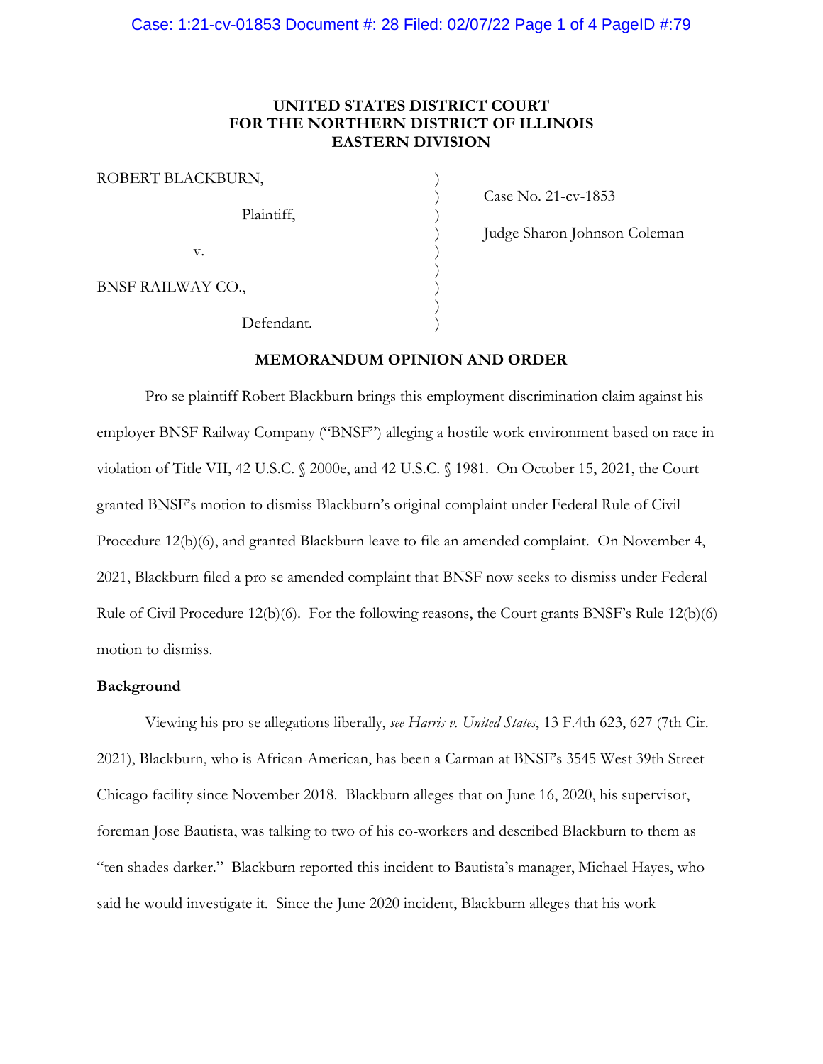**UNITED STATES DISTRICT COURT**
**FOR THE NORTHERN DISTRICT OF ILLINOIS**
**EASTERN DIVISION**

ROBERT BLACKBURN,

Plaintiff,

v.

BNSF RAILWAY CO.,

Defendant.

Case No. 21-cv-1853

Judge Sharon Johnson Coleman

## MEMORANDUM OPINION AND ORDER

Pro se plaintiff Robert Blackburn brings this employment discrimination claim against his employer BNSF Railway Company ("BNSF") alleging a hostile work environment based on race in violation of Title VII, 42 U.S.C. § 2000e, and 42 U.S.C. § 1981. On October 15, 2021, the Court granted BNSF's motion to dismiss Blackburn's original complaint under Federal Rule of Civil Procedure 12(b)(6), and granted Blackburn leave to file an amended complaint. On November 4, 2021, Blackburn filed a pro se amended complaint that BNSF now seeks to dismiss under Federal Rule of Civil Procedure 12(b)(6). For the following reasons, the Court grants BNSF's Rule 12(b)(6) motion to dismiss.

### Background

Viewing his pro se allegations liberally, *see Harris v. United States*, 13 F.4th 623, 627 (7th Cir. 2021), Blackburn, who is African-American, has been a Carman at BNSF's 3545 West 39th Street Chicago facility since November 2018. Blackburn alleges that on June 16, 2020, his supervisor, foreman Jose Bautista, was talking to two of his co-workers and described Blackburn to them as "ten shades darker." Blackburn reported this incident to Bautista's manager, Michael Hayes, who said he would investigate it. Since the June 2020 incident, Blackburn alleges that his work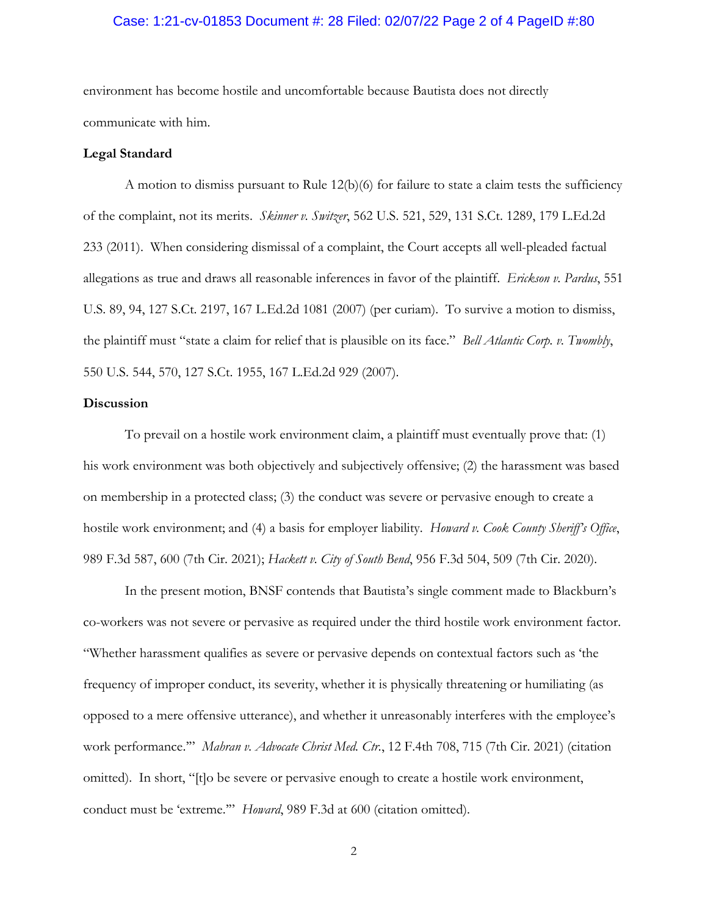environment has become hostile and uncomfortable because Bautista does not directly communicate with him.

**Legal Standard**

A motion to dismiss pursuant to Rule 12(b)(6) for failure to state a claim tests the sufficiency of the complaint, not its merits. *Skinner v. Switzer*, 562 U.S. 521, 529, 131 S.Ct. 1289, 179 L.Ed.2d 233 (2011). When considering dismissal of a complaint, the Court accepts all well-pleaded factual allegations as true and draws all reasonable inferences in favor of the plaintiff. *Erickson v. Pardus*, 551 U.S. 89, 94, 127 S.Ct. 2197, 167 L.Ed.2d 1081 (2007) (per curiam). To survive a motion to dismiss, the plaintiff must "state a claim for relief that is plausible on its face." *Bell Atlantic Corp. v. Twombly*, 550 U.S. 544, 570, 127 S.Ct. 1955, 167 L.Ed.2d 929 (2007).

**Discussion**

To prevail on a hostile work environment claim, a plaintiff must eventually prove that: (1) his work environment was both objectively and subjectively offensive; (2) the harassment was based on membership in a protected class; (3) the conduct was severe or pervasive enough to create a hostile work environment; and (4) a basis for employer liability. *Howard v. Cook County Sheriff's Office*, 989 F.3d 587, 600 (7th Cir. 2021); *Hackett v. City of South Bend*, 956 F.3d 504, 509 (7th Cir. 2020).

In the present motion, BNSF contends that Bautista's single comment made to Blackburn's co-workers was not severe or pervasive as required under the third hostile work environment factor. "Whether harassment qualifies as severe or pervasive depends on contextual factors such as 'the frequency of improper conduct, its severity, whether it is physically threatening or humiliating (as opposed to a mere offensive utterance), and whether it unreasonably interferes with the employee's work performance.'" *Mahran v. Advocate Christ Med. Ctr.*, 12 F.4th 708, 715 (7th Cir. 2021) (citation omitted). In short, "[t]o be severe or pervasive enough to create a hostile work environment, conduct must be 'extreme.'" *Howard*, 989 F.3d at 600 (citation omitted).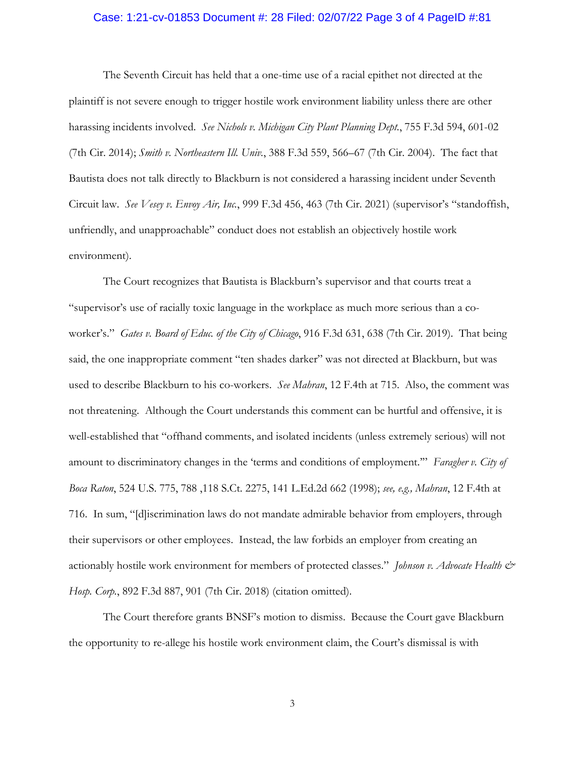The Seventh Circuit has held that a one-time use of a racial epithet not directed at the plaintiff is not severe enough to trigger hostile work environment liability unless there are other harassing incidents involved. *See Nichols v. Michigan City Plant Planning Dept.*, 755 F.3d 594, 601-02 (7th Cir. 2014); *Smith v. Northeastern Ill. Univ.*, 388 F.3d 559, 566–67 (7th Cir. 2004). The fact that Bautista does not talk directly to Blackburn is not considered a harassing incident under Seventh Circuit law. *See Vesey v. Envoy Air, Inc.*, 999 F.3d 456, 463 (7th Cir. 2021) (supervisor's "standoffish, unfriendly, and unapproachable" conduct does not establish an objectively hostile work environment).

The Court recognizes that Bautista is Blackburn's supervisor and that courts treat a "supervisor's use of racially toxic language in the workplace as much more serious than a co-worker's." *Gates v. Board of Educ. of the City of Chicago*, 916 F.3d 631, 638 (7th Cir. 2019). That being said, the one inappropriate comment "ten shades darker" was not directed at Blackburn, but was used to describe Blackburn to his co-workers. *See Mahran*, 12 F.4th at 715. Also, the comment was not threatening. Although the Court understands this comment can be hurtful and offensive, it is well-established that "offhand comments, and isolated incidents (unless extremely serious) will not amount to discriminatory changes in the 'terms and conditions of employment.'" *Faragher v. City of Boca Raton*, 524 U.S. 775, 788 ,118 S.Ct. 2275, 141 L.Ed.2d 662 (1998); *see, e.g., Mahran*, 12 F.4th at 716. In sum, "[d]iscrimination laws do not mandate admirable behavior from employers, through their supervisors or other employees. Instead, the law forbids an employer from creating an actionably hostile work environment for members of protected classes." *Johnson v. Advocate Health & Hosp. Corp.*, 892 F.3d 887, 901 (7th Cir. 2018) (citation omitted).

The Court therefore grants BNSF's motion to dismiss. Because the Court gave Blackburn the opportunity to re-allege his hostile work environment claim, the Court's dismissal is with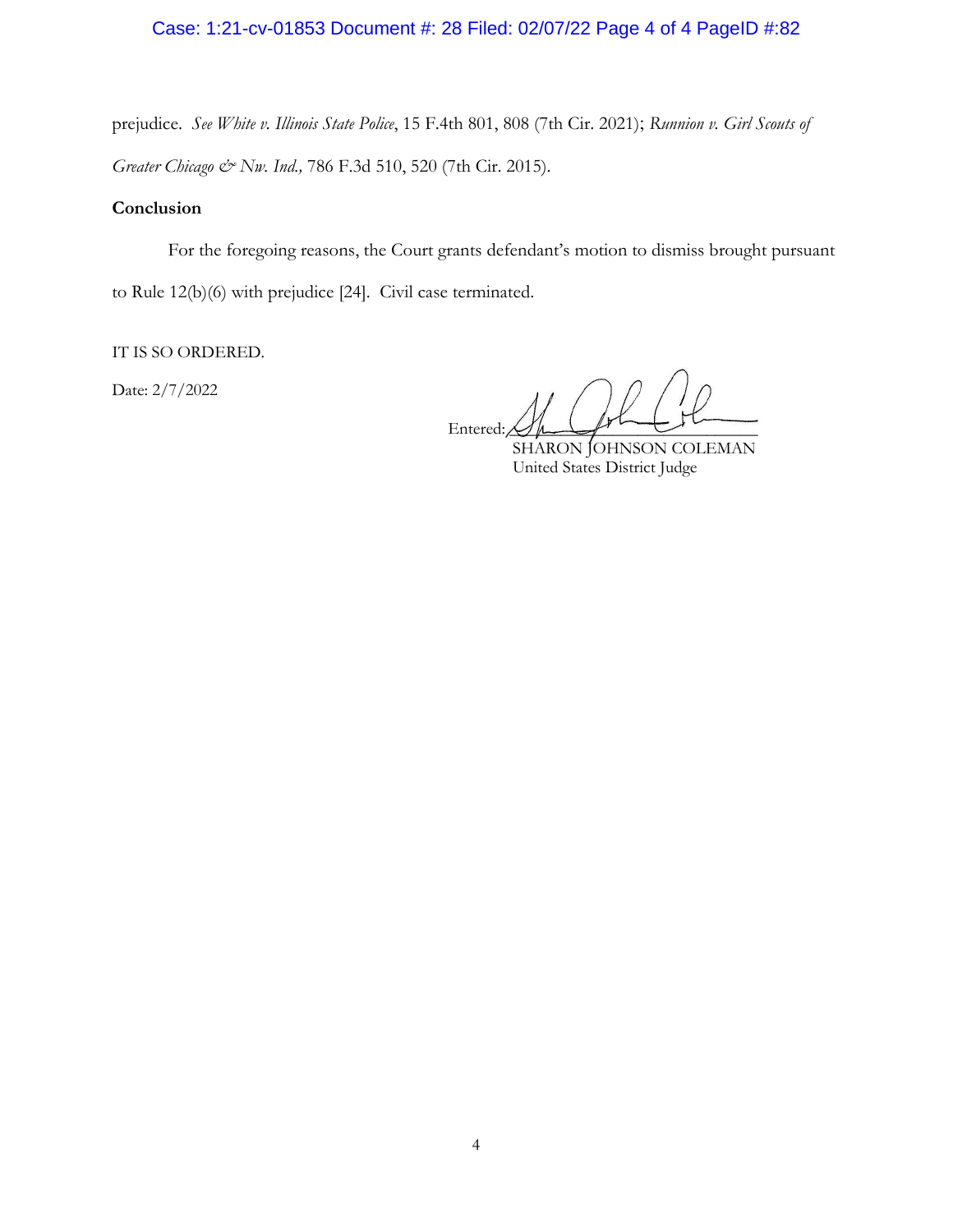prejudice. *See White v. Illinois State Police*, 15 F.4th 801, 808 (7th Cir. 2021); *Runnion v. Girl Scouts of Greater Chicago & Nw. Ind.,* 786 F.3d 510, 520 (7th Cir. 2015).

**Conclusion**

For the foregoing reasons, the Court grants defendant's motion to dismiss brought pursuant to Rule 12(b)(6) with prejudice [24]. Civil case terminated.

IT IS SO ORDERED.

Date: 2/7/2022

Entered: ____________________
SHARON JOHNSON COLEMAN
United States District Judge